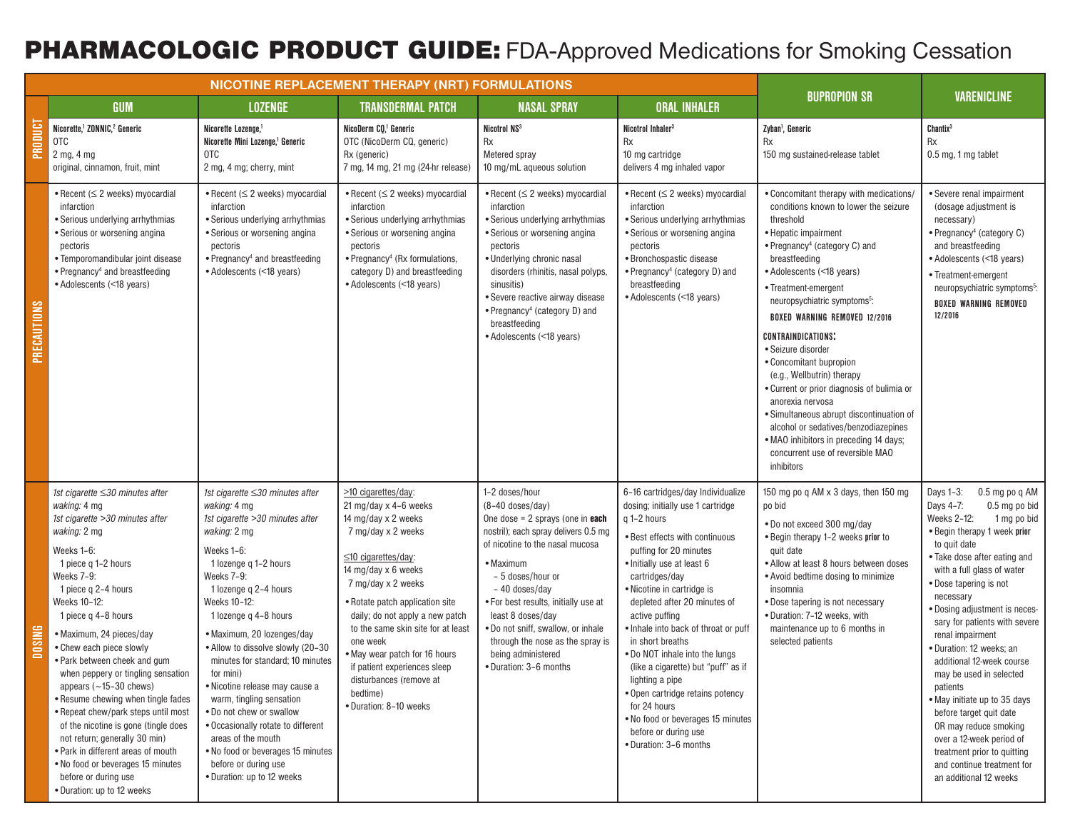# PHARMACOLOGIC PRODUCT GUIDE: FDA-Approved Medications for Smoking Cessation

| | NICOTINE REPLACEMENT THERAPY (NRT) FORMULATIONS | | | | | BUPROPION SR | VARENICLINE |
|---|---|---|---|---|---|---|---|
| | GUM | LOZENGE | TRANSDERMAL PATCH | NASAL SPRAY | ORAL INHALER | | |
| PRODUCT | **Nicorette,[1] ZONNIC,[2] Generic**<br>OTC<br>2 mg, 4 mg<br>original, cinnamon, fruit, mint | **Nicorette Lozenge,[1] Nicorette Mini Lozenge,[1] Generic**<br>OTC<br>2 mg, 4 mg; cherry, mint | **NicoDerm CQ,[1] Generic**<br>OTC (NicoDerm CQ, generic)<br>Rx (generic)<br>7 mg, 14 mg, 21 mg (24-hr release) | **Nicotrol NS[3]**<br>Rx<br>Metered spray<br>10 mg/mL aqueous solution | **Nicotrol Inhaler[3]**<br>Rx<br>10 mg cartridge<br>delivers 4 mg inhaled vapor | **Zyban[1], Generic**<br>Rx<br>150 mg sustained-release tablet | **Chantix[3]**<br>Rx<br>0.5 mg, 1 mg tablet |
| PRECAUTIONS | • Recent (≤ 2 weeks) myocardial infarction<br>• Serious underlying arrhythmias<br>• Serious or worsening angina pectoris<br>• Temporomandibular joint disease<br>• Pregnancy[4] and breastfeeding<br>• Adolescents (<18 years) | • Recent (≤ 2 weeks) myocardial infarction<br>• Serious underlying arrhythmias<br>• Serious or worsening angina pectoris<br>• Pregnancy[4] and breastfeeding<br>• Adolescents (<18 years) | • Recent (≤ 2 weeks) myocardial infarction<br>• Serious underlying arrhythmias<br>• Serious or worsening angina pectoris<br>• Pregnancy[4] (Rx formulations, category D) and breastfeeding<br>• Adolescents (<18 years) | • Recent (≤ 2 weeks) myocardial infarction<br>• Serious underlying arrhythmias<br>• Serious or worsening angina pectoris<br>• Underlying chronic nasal disorders (rhinitis, nasal polyps, sinusitis)<br>• Severe reactive airway disease<br>• Pregnancy[4] (category D) and breastfeeding<br>• Adolescents (<18 years) | • Recent (≤ 2 weeks) myocardial infarction<br>• Serious underlying arrhythmias<br>• Serious or worsening angina pectoris<br>• Bronchospastic disease<br>• Pregnancy[4] (category D) and breastfeeding<br>• Adolescents (<18 years) | • Concomitant therapy with medications/conditions known to lower the seizure threshold<br>• Hepatic impairment<br>• Pregnancy[4] (category C) and breastfeeding<br>• Adolescents (<18 years)<br>• Treatment-emergent neuropsychiatric symptoms[5]:<br>**BOXED WARNING REMOVED 12/2016**<br>**CONTRAINDICATIONS:**<br>• Seizure disorder<br>• Concomitant bupropion (e.g., Wellbutrin) therapy<br>• Current or prior diagnosis of bulimia or anorexia nervosa<br>• Simultaneous abrupt discontinuation of alcohol or sedatives/benzodiazepines<br>• MAO inhibitors in preceding 14 days; concurrent use of reversible MAO inhibitors | • Severe renal impairment (dosage adjustment is necessary)<br>• Pregnancy[4] (category C) and breastfeeding<br>• Adolescents (<18 years)<br>• Treatment-emergent neuropsychiatric symptoms[5]:<br>**BOXED WARNING REMOVED 12/2016** |
| DOSING | *1st cigarette ≤30 minutes after waking:* 4 mg<br>*1st cigarette >30 minutes after waking:* 2 mg<br>Weeks 1–6:<br>1 piece q 1–2 hours<br>Weeks 7–9:<br>1 piece q 2–4 hours<br>Weeks 10–12:<br>1 piece q 4–8 hours<br>• Maximum, 24 pieces/day<br>• Chew each piece slowly<br>• Park between cheek and gum when peppery or tingling sensation appears (~15–30 chews)<br>• Resume chewing when tingle fades<br>• Repeat chew/park steps until most of the nicotine is gone (tingle does not return; generally 30 min)<br>• Park in different areas of mouth<br>• No food or beverages 15 minutes before or during use<br>• Duration: up to 12 weeks | *1st cigarette ≤30 minutes after waking:* 4 mg<br>*1st cigarette >30 minutes after waking:* 2 mg<br>Weeks 1–6:<br>1 lozenge q 1–2 hours<br>Weeks 7–9:<br>1 lozenge q 2–4 hours<br>Weeks 10–12:<br>1 lozenge q 4–8 hours<br>• Maximum, 20 lozenges/day<br>• Allow to dissolve slowly (20–30 minutes for standard; 10 minutes for mini)<br>• Nicotine release may cause a warm, tingling sensation<br>• Do not chew or swallow<br>• Occasionally rotate to different areas of the mouth<br>• No food or beverages 15 minutes before or during use<br>• Duration: up to 12 weeks | >10 cigarettes/day:<br>21 mg/day x 4–6 weeks<br>14 mg/day x 2 weeks<br>7 mg/day x 2 weeks<br>≤10 cigarettes/day:<br>14 mg/day x 6 weeks<br>7 mg/day x 2 weeks<br>• Rotate patch application site daily; do not apply a new patch to the same skin site for at least one week<br>• May wear patch for 16 hours if patient experiences sleep disturbances (remove at bedtime)<br>• Duration: 8–10 weeks | 1–2 doses/hour<br>(8–40 doses/day)<br>One dose = 2 sprays (one in **each** nostril); each spray delivers 0.5 mg of nicotine to the nasal mucosa<br>• Maximum<br>– 5 doses/hour or<br>– 40 doses/day<br>• For best results, initially use at least 8 doses/day<br>• Do not sniff, swallow, or inhale through the nose as the spray is being administered<br>• Duration: 3–6 months | 6–16 cartridges/day Individualize dosing; initially use 1 cartridge q 1–2 hours<br>• Best effects with continuous puffing for 20 minutes<br>• Initially use at least 6 cartridges/day<br>• Nicotine in cartridge is depleted after 20 minutes of active puffing<br>• Inhale into back of throat or puff in short breaths<br>• Do NOT inhale into the lungs (like a cigarette) but "puff" as if lighting a pipe<br>• Open cartridge retains potency for 24 hours<br>• No food or beverages 15 minutes before or during use<br>• Duration: 3–6 months | 150 mg po q AM x 3 days, then 150 mg po bid<br>• Do not exceed 300 mg/day<br>• Begin therapy 1–2 weeks **prior** to quit date<br>• Allow at least 8 hours between doses<br>• Avoid bedtime dosing to minimize insomnia<br>• Dose tapering is not necessary<br>• Duration: 7–12 weeks, with maintenance up to 6 months in selected patients | Days 1–3: 0.5 mg po q AM<br>Days 4–7: 0.5 mg po bid<br>Weeks 2–12: 1 mg po bid<br>• Begin therapy 1 week **prior** to quit date<br>• Take dose after eating and with a full glass of water<br>• Dose tapering is not necessary<br>• Dosing adjustment is necessary for patients with severe renal impairment<br>• Duration: 12 weeks; an additional 12-week course may be used in selected patients<br>• May initiate up to 35 days before target quit date OR may reduce smoking over a 12-week period of treatment prior to quitting and continue treatment for an additional 12 weeks |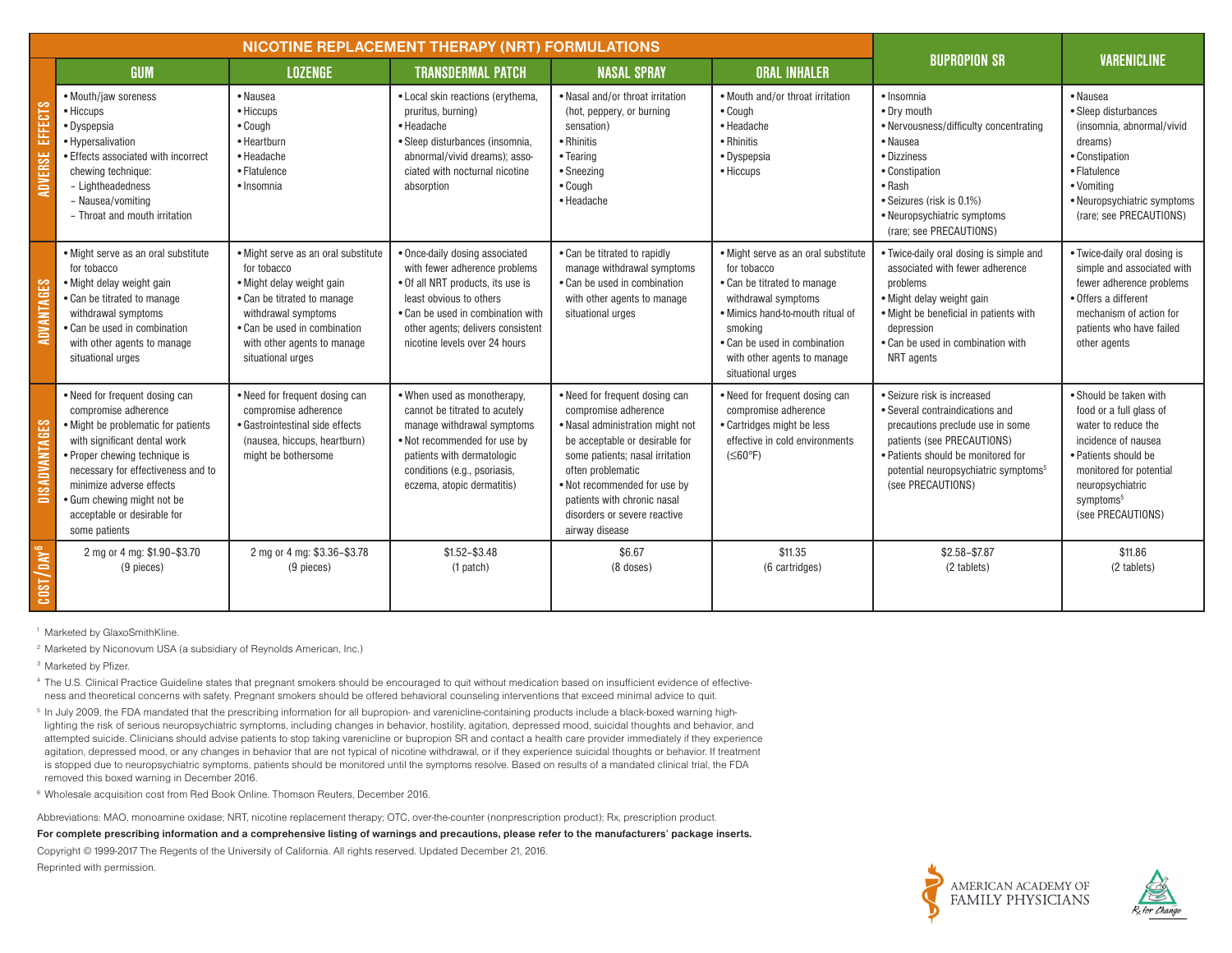| | NICOTINE REPLACEMENT THERAPY (NRT) FORMULATIONS | | | | | BUPROPION SR | VARENICLINE |
|---|---|---|---|---|---|---|---|
| | GUM | LOZENGE | TRANSDERMAL PATCH | NASAL SPRAY | ORAL INHALER | | |
| ADVERSE EFFECTS | • Mouth/jaw soreness<br>• Hiccups<br>• Dyspepsia<br>• Hypersalivation<br>• Effects associated with incorrect chewing technique:<br>– Lightheadedness<br>– Nausea/vomiting<br>– Throat and mouth irritation | • Nausea<br>• Hiccups<br>• Cough<br>• Heartburn<br>• Headache<br>• Flatulence<br>• Insomnia | • Local skin reactions (erythema, pruritus, burning)<br>• Headache<br>• Sleep disturbances (insomnia, abnormal/vivid dreams); associated with nocturnal nicotine absorption | • Nasal and/or throat irritation (hot, peppery, or burning sensation)<br>• Rhinitis<br>• Tearing<br>• Sneezing<br>• Cough<br>• Headache | • Mouth and/or throat irritation<br>• Cough<br>• Headache<br>• Rhinitis<br>• Dyspepsia<br>• Hiccups | • Insomnia<br>• Dry mouth<br>• Nervousness/difficulty concentrating<br>• Nausea<br>• Dizziness<br>• Constipation<br>• Rash<br>• Seizures (risk is 0.1%)<br>• Neuropsychiatric symptoms (rare; see PRECAUTIONS) | • Nausea<br>• Sleep disturbances (insomnia, abnormal/vivid dreams)<br>• Constipation<br>• Flatulence<br>• Vomiting<br>• Neuropsychiatric symptoms (rare; see PRECAUTIONS) |
| ADVANTAGES | • Might serve as an oral substitute for tobacco<br>• Might delay weight gain<br>• Can be titrated to manage withdrawal symptoms<br>• Can be used in combination with other agents to manage situational urges | • Might serve as an oral substitute for tobacco<br>• Might delay weight gain<br>• Can be titrated to manage withdrawal symptoms<br>• Can be used in combination with other agents to manage situational urges | • Once-daily dosing associated with fewer adherence problems<br>• Of all NRT products, its use is least obvious to others<br>• Can be used in combination with other agents; delivers consistent nicotine levels over 24 hours | • Can be titrated to rapidly manage withdrawal symptoms<br>• Can be used in combination with other agents to manage situational urges | • Might serve as an oral substitute for tobacco<br>• Can be titrated to manage withdrawal symptoms<br>• Mimics hand-to-mouth ritual of smoking<br>• Can be used in combination with other agents to manage situational urges | • Twice-daily oral dosing is simple and associated with fewer adherence problems<br>• Might delay weight gain<br>• Might be beneficial in patients with depression<br>• Can be used in combination with NRT agents | • Twice-daily oral dosing is simple and associated with fewer adherence problems<br>• Offers a different mechanism of action for patients who have failed other agents |
| DISADVANTAGES | • Need for frequent dosing can compromise adherence<br>• Might be problematic for patients with significant dental work<br>• Proper chewing technique is necessary for effectiveness and to minimize adverse effects<br>• Gum chewing might not be acceptable or desirable for some patients | • Need for frequent dosing can compromise adherence<br>• Gastrointestinal side effects (nausea, hiccups, heartburn) might be bothersome | • When used as monotherapy, cannot be titrated to acutely manage withdrawal symptoms<br>• Not recommended for use by patients with dermatologic conditions (e.g., psoriasis, eczema, atopic dermatitis) | • Need for frequent dosing can compromise adherence<br>• Nasal administration might not be acceptable or desirable for some patients; nasal irritation often problematic<br>• Not recommended for use by patients with chronic nasal disorders or severe reactive airway disease | • Need for frequent dosing can compromise adherence<br>• Cartridges might be less effective in cold environments (≤60°F) | • Seizure risk is increased<br>• Several contraindications and precautions preclude use in some patients (see PRECAUTIONS)<br>• Patients should be monitored for potential neuropsychiatric symptoms[5] (see PRECAUTIONS) | • Should be taken with food or a full glass of water to reduce the incidence of nausea<br>• Patients should be monitored for potential neuropsychiatric symptoms[5] (see PRECAUTIONS) |
| COST/DAY[6] | 2 mg or 4 mg: $1.90–$3.70 (9 pieces) | 2 mg or 4 mg: $3.36–$3.78 (9 pieces) | $1.52–$3.48 (1 patch) | $6.67 (8 doses) | $11.35 (6 cartridges) | $2.58–$7.87 (2 tablets) | $11.86 (2 tablets) |

[1] Marketed by GlaxoSmithKline.

[2] Marketed by Niconovum USA (a subsidiary of Reynolds American, Inc.)

[3] Marketed by Pfizer.

[4] The U.S. Clinical Practice Guideline states that pregnant smokers should be encouraged to quit without medication based on insufficient evidence of effectiveness and theoretical concerns with safety. Pregnant smokers should be offered behavioral counseling interventions that exceed minimal advice to quit.

[5] In July 2009, the FDA mandated that the prescribing information for all bupropion- and varenicline-containing products include a black-boxed warning highlighting the risk of serious neuropsychiatric symptoms, including changes in behavior, hostility, agitation, depressed mood, suicidal thoughts and behavior, and attempted suicide. Clinicians should advise patients to stop taking varenicline or bupropion SR and contact a health care provider immediately if they experience agitation, depressed mood, or any changes in behavior that are not typical of nicotine withdrawal, or if they experience suicidal thoughts or behavior. If treatment is stopped due to neuropsychiatric symptoms, patients should be monitored until the symptoms resolve. Based on results of a mandated clinical trial, the FDA removed this boxed warning in December 2016.

[6] Wholesale acquisition cost from Red Book Online. Thomson Reuters, December 2016.

Abbreviations: MAO, monoamine oxidase; NRT, nicotine replacement therapy; OTC, over-the-counter (nonprescription product); Rx, prescription product.

**For complete prescribing information and a comprehensive listing of warnings and precautions, please refer to the manufacturers' package inserts.**

Copyright © 1999-2017 The Regents of the University of California. All rights reserved. Updated December 21, 2016.

Reprinted with permission.

AMERICAN ACADEMY OF FAMILY PHYSICIANS

Rx for Change